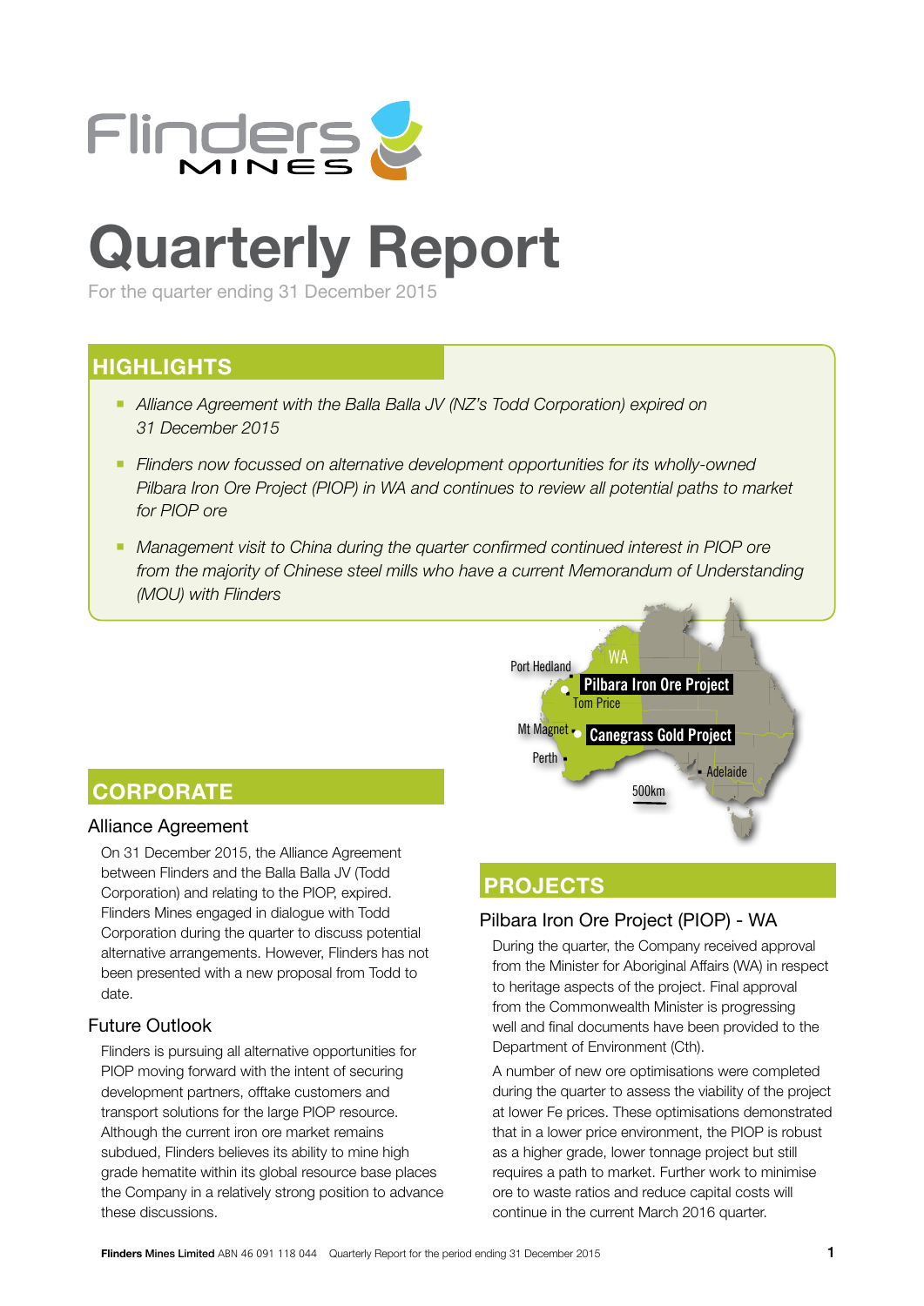# Quarterly Report

For the quarter ending 31 December 2015

## HIGHLIGHTS

- *Alliance Agreement with the Balla Balla JV (NZ's Todd Corporation) expired on 31 December 2015*
- *Flinders now focussed on alternative development opportunities for its wholly-owned Pilbara Iron Ore Project (PIOP) in WA and continues to review all potential paths to market for PIOP ore*
- *Management visit to China during the quarter confirmed continued interest in PIOP ore from the majority of Chinese steel mills who have a current Memorandum of Understanding (MOU) with Flinders*

## CORPORATE

### Alliance Agreement

On 31 December 2015, the Alliance Agreement between Flinders and the Balla Balla JV (Todd Corporation) and relating to the PIOP, expired. Flinders Mines engaged in dialogue with Todd Corporation during the quarter to discuss potential alternative arrangements. However, Flinders has not been presented with a new proposal from Todd to date.

### Future Outlook

Flinders is pursuing all alternative opportunities for PIOP moving forward with the intent of securing development partners, offtake customers and transport solutions for the large PIOP resource. Although the current iron ore market remains subdued, Flinders believes its ability to mine high grade hematite within its global resource base places the Company in a relatively strong position to advance these discussions.

## PROJECTS

### Pilbara Iron Ore Project (PIOP) - WA

During the quarter, the Company received approval from the Minister for Aboriginal Affairs (WA) in respect to heritage aspects of the project. Final approval from the Commonwealth Minister is progressing well and final documents have been provided to the Department of Environment (Cth).

A number of new ore optimisations were completed during the quarter to assess the viability of the project at lower Fe prices. These optimisations demonstrated that in a lower price environment, the PIOP is robust as a higher grade, lower tonnage project but still requires a path to market. Further work to minimise ore to waste ratios and reduce capital costs will continue in the current March 2016 quarter.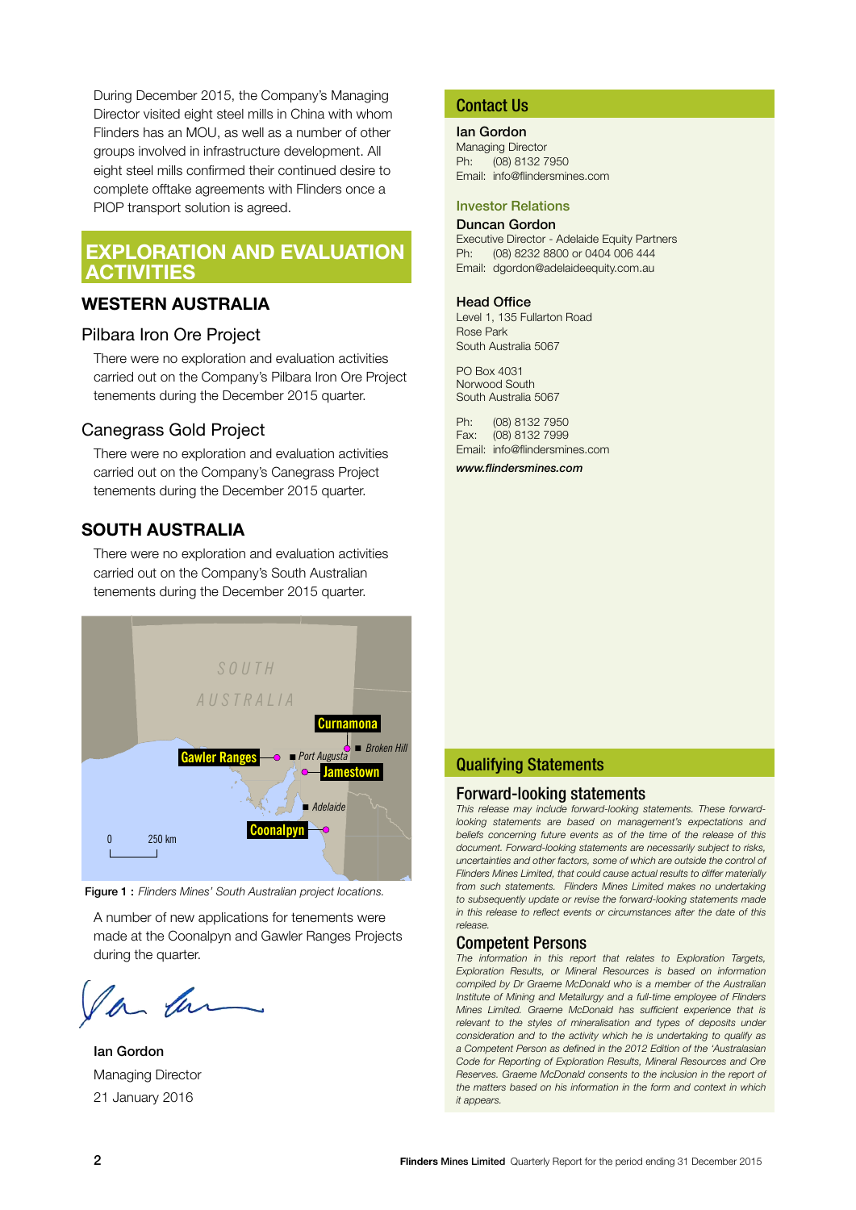During December 2015, the Company's Managing Director visited eight steel mills in China with whom Flinders has an MOU, as well as a number of other groups involved in infrastructure development. All eight steel mills confirmed their continued desire to complete offtake agreements with Flinders once a PIOP transport solution is agreed.

## EXPLORATION AND EVALUATION ACTIVITIES

### WESTERN AUSTRALIA

#### Pilbara Iron Ore Project

There were no exploration and evaluation activities carried out on the Company's Pilbara Iron Ore Project tenements during the December 2015 quarter.

#### Canegrass Gold Project

There were no exploration and evaluation activities carried out on the Company's Canegrass Project tenements during the December 2015 quarter.

### SOUTH AUSTRALIA

There were no exploration and evaluation activities carried out on the Company's South Australian tenements during the December 2015 quarter.

**Figure 1 :** *Flinders Mines' South Australian project locations.*

A number of new applications for tenements were made at the Coonalpyn and Gawler Ranges Projects during the quarter.

Ian Gordon
Managing Director
21 January 2016

## Contact Us

**Ian Gordon**
Managing Director
Ph: (08) 8132 7950
Email: info@flindersmines.com

**Investor Relations**

**Duncan Gordon**
Executive Director - Adelaide Equity Partners
Ph: (08) 8232 8800 or 0404 006 444
Email: dgordon@adelaideequity.com.au

**Head Office**
Level 1, 135 Fullarton Road
Rose Park
South Australia 5067

PO Box 4031
Norwood South
South Australia 5067

Ph: (08) 8132 7950
Fax: (08) 8132 7999
Email: info@flindersmines.com

***www.flindersmines.com***

## Qualifying Statements

### Forward-looking statements

*This release may include forward-looking statements. These forward-looking statements are based on management's expectations and beliefs concerning future events as of the time of the release of this document. Forward-looking statements are necessarily subject to risks, uncertainties and other factors, some of which are outside the control of Flinders Mines Limited, that could cause actual results to differ materially from such statements. Flinders Mines Limited makes no undertaking to subsequently update or revise the forward-looking statements made in this release to reflect events or circumstances after the date of this release.*

### Competent Persons

*The information in this report that relates to Exploration Targets, Exploration Results, or Mineral Resources is based on information compiled by Dr Graeme McDonald who is a member of the Australian Institute of Mining and Metallurgy and a full-time employee of Flinders Mines Limited. Graeme McDonald has sufficient experience that is relevant to the styles of mineralisation and types of deposits under consideration and to the activity which he is undertaking to qualify as a Competent Person as defined in the 2012 Edition of the 'Australasian Code for Reporting of Exploration Results, Mineral Resources and Ore Reserves. Graeme McDonald consents to the inclusion in the report of the matters based on his information in the form and context in which it appears.*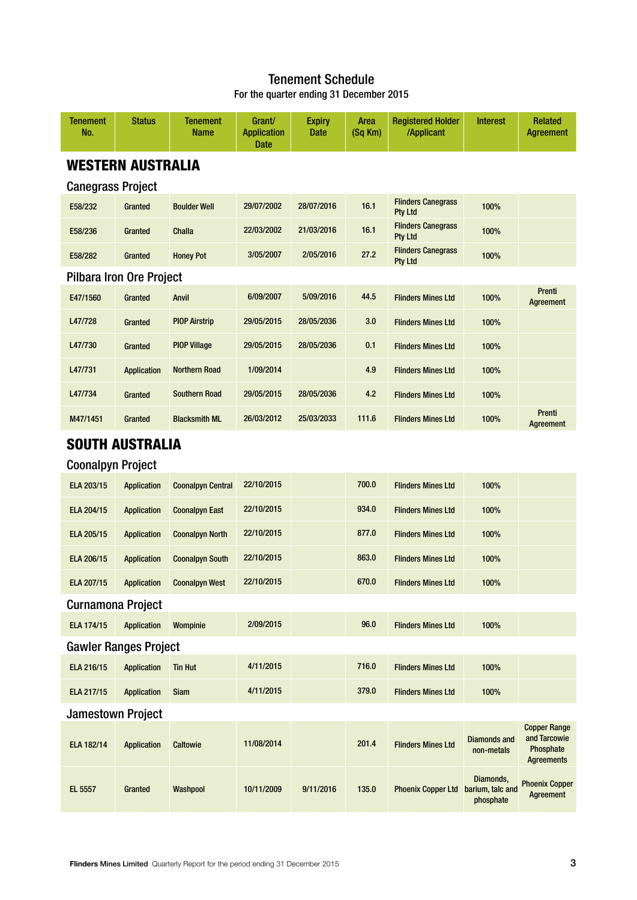# Tenement Schedule

For the quarter ending 31 December 2015

| Tenement No. | Status | Tenement Name | Grant/ Application Date | Expiry Date | Area (Sq Km) | Registered Holder /Applicant | Interest | Related Agreement |
|---|---|---|---|---|---|---|---|---|
| **WESTERN AUSTRALIA** | | | | | | | | |
| **Canegrass Project** | | | | | | | | |
| E58/232 | Granted | Boulder Well | 29/07/2002 | 28/07/2016 | 16.1 | Flinders Canegrass Pty Ltd | 100% | |
| E58/236 | Granted | Challa | 22/03/2002 | 21/03/2016 | 16.1 | Flinders Canegrass Pty Ltd | 100% | |
| E58/282 | Granted | Honey Pot | 3/05/2007 | 2/05/2016 | 27.2 | Flinders Canegrass Pty Ltd | 100% | |
| **Pilbara Iron Ore Project** | | | | | | | | |
| E47/1560 | Granted | Anvil | 6/09/2007 | 5/09/2016 | 44.5 | Flinders Mines Ltd | 100% | Prenti Agreement |
| L47/728 | Granted | PIOP Airstrip | 29/05/2015 | 28/05/2036 | 3.0 | Flinders Mines Ltd | 100% | |
| L47/730 | Granted | PIOP Village | 29/05/2015 | 28/05/2036 | 0.1 | Flinders Mines Ltd | 100% | |
| L47/731 | Application | Northern Road | 1/09/2014 | | 4.9 | Flinders Mines Ltd | 100% | |
| L47/734 | Granted | Southern Road | 29/05/2015 | 28/05/2036 | 4.2 | Flinders Mines Ltd | 100% | |
| M47/1451 | Granted | Blacksmith ML | 26/03/2012 | 25/03/2033 | 111.6 | Flinders Mines Ltd | 100% | Prenti Agreement |
| **SOUTH AUSTRALIA** | | | | | | | | |
| **Coonalpyn Project** | | | | | | | | |
| ELA 203/15 | Application | Coonalpyn Central | 22/10/2015 | | 700.0 | Flinders Mines Ltd | 100% | |
| ELA 204/15 | Application | Coonalpyn East | 22/10/2015 | | 934.0 | Flinders Mines Ltd | 100% | |
| ELA 205/15 | Application | Coonalpyn North | 22/10/2015 | | 877.0 | Flinders Mines Ltd | 100% | |
| ELA 206/15 | Application | Coonalpyn South | 22/10/2015 | | 863.0 | Flinders Mines Ltd | 100% | |
| ELA 207/15 | Application | Coonalpyn West | 22/10/2015 | | 670.0 | Flinders Mines Ltd | 100% | |
| **Curnamona Project** | | | | | | | | |
| ELA 174/15 | Application | Wompinie | 2/09/2015 | | 96.0 | Flinders Mines Ltd | 100% | |
| **Gawler Ranges Project** | | | | | | | | |
| ELA 216/15 | Application | Tin Hut | 4/11/2015 | | 716.0 | Flinders Mines Ltd | 100% | |
| ELA 217/15 | Application | Siam | 4/11/2015 | | 379.0 | Flinders Mines Ltd | 100% | |
| **Jamestown Project** | | | | | | | | |
| ELA 182/14 | Application | Caltowie | 11/08/2014 | | 201.4 | Flinders Mines Ltd | Diamonds and non-metals | Copper Range and Tarcowie Phosphate Agreements |
| EL 5557 | Granted | Washpool | 10/11/2009 | 9/11/2016 | 135.0 | Phoenix Copper Ltd | Diamonds, barium, talc and phosphate | Phoenix Copper Agreement |